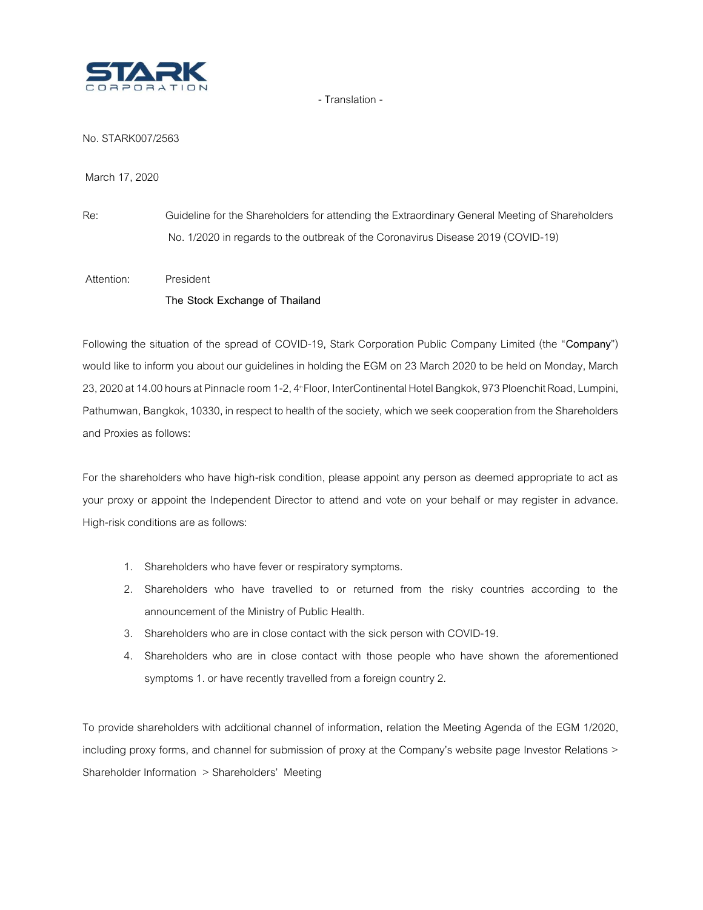STARK CORPORATION

- Translation -

No. STARK007/2563

March 17, 2020

Re: Guideline for the Shareholders for attending the Extraordinary General Meeting of Shareholders No. 1/2020 in regards to the outbreak of the Coronavirus Disease 2019 (COVID-19)

Attention: President
**The Stock Exchange of Thailand**

Following the situation of the spread of COVID-19, Stark Corporation Public Company Limited (the "**Company**") would like to inform you about our guidelines in holding the EGM on 23 March 2020 to be held on Monday, March 23, 2020 at 14.00 hours at Pinnacle room 1-2, 4th Floor, InterContinental Hotel Bangkok, 973 Ploenchit Road, Lumpini, Pathumwan, Bangkok, 10330, in respect to health of the society, which we seek cooperation from the Shareholders and Proxies as follows:

For the shareholders who have high-risk condition, please appoint any person as deemed appropriate to act as your proxy or appoint the Independent Director to attend and vote on your behalf or may register in advance. High-risk conditions are as follows:

1. Shareholders who have fever or respiratory symptoms.
2. Shareholders who have travelled to or returned from the risky countries according to the announcement of the Ministry of Public Health.
3. Shareholders who are in close contact with the sick person with COVID-19.
4. Shareholders who are in close contact with those people who have shown the aforementioned symptoms 1. or have recently travelled from a foreign country 2.

To provide shareholders with additional channel of information, relation the Meeting Agenda of the EGM 1/2020, including proxy forms, and channel for submission of proxy at the Company's website page Investor Relations > Shareholder Information > Shareholders' Meeting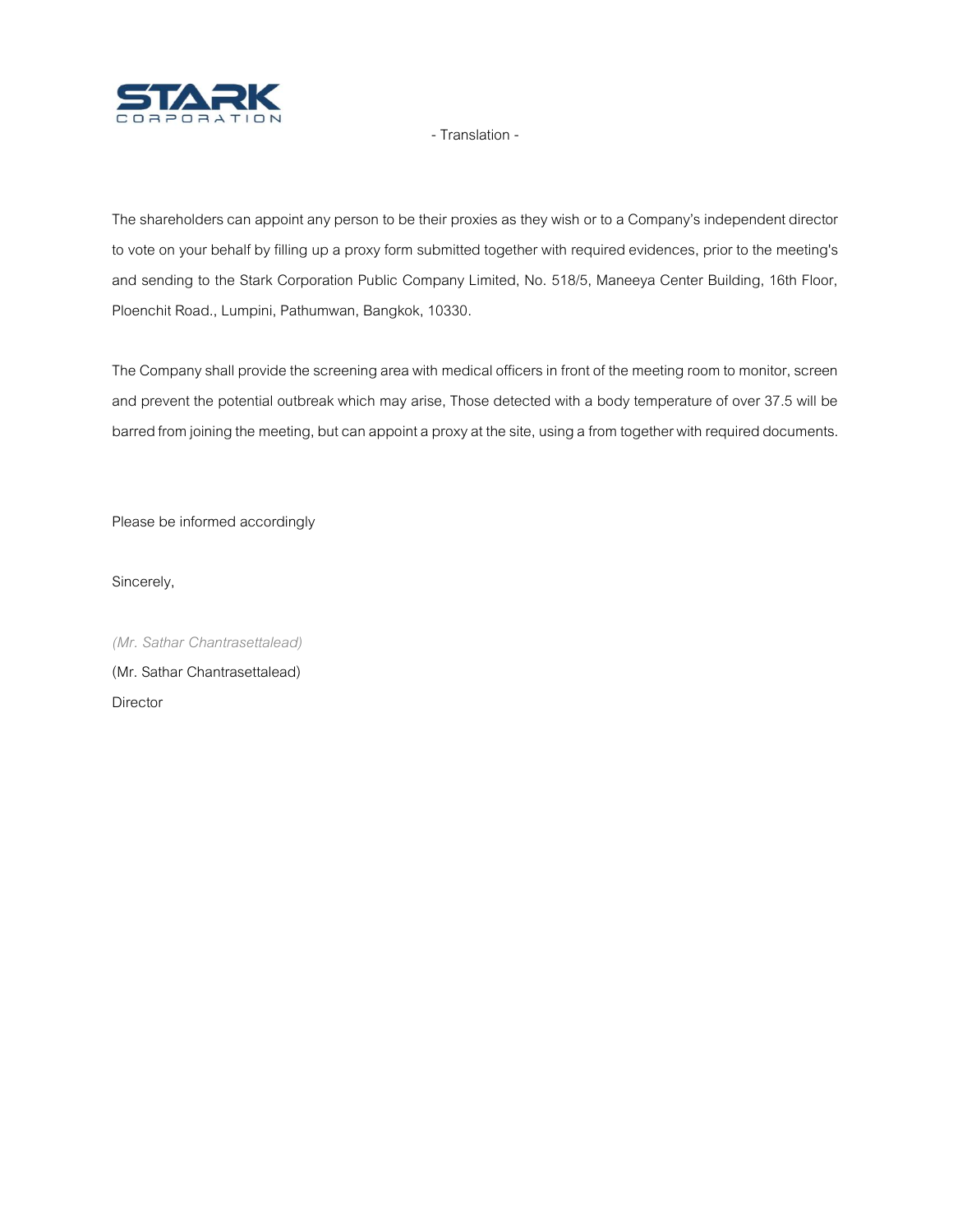- Translation -

The shareholders can appoint any person to be their proxies as they wish or to a Company's independent director to vote on your behalf by filling up a proxy form submitted together with required evidences, prior to the meeting's and sending to the Stark Corporation Public Company Limited, No. 518/5, Maneeya Center Building, 16th Floor, Ploenchit Road., Lumpini, Pathumwan, Bangkok, 10330.

The Company shall provide the screening area with medical officers in front of the meeting room to monitor, screen and prevent the potential outbreak which may arise, Those detected with a body temperature of over 37.5 will be barred from joining the meeting, but can appoint a proxy at the site, using a from together with required documents.

Please be informed accordingly

Sincerely,

*(Mr. Sathar Chantrasettalead)*

(Mr. Sathar Chantrasettalead)

Director